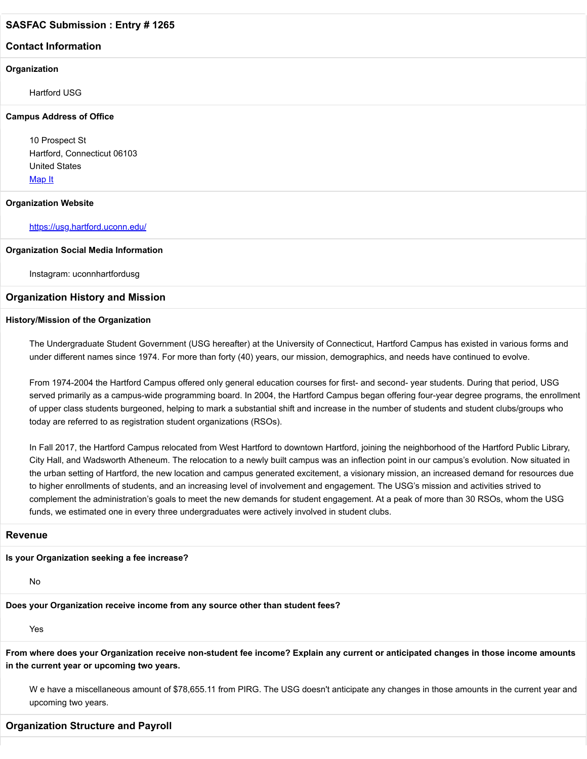## SASFAC Submission : Entry # 1265

## Contact Information

### Organization

Hartford USG

### Campus Address of Office

10 Prospect St
Hartford, Connecticut 06103
United States
[Map It](#)

### Organization Website

[https://usg.hartford.uconn.edu/](https://usg.hartford.uconn.edu/)

### Organization Social Media Information

Instagram: uconnhartfordusg

## Organization History and Mission

### History/Mission of the Organization

The Undergraduate Student Government (USG hereafter) at the University of Connecticut, Hartford Campus has existed in various forms and under different names since 1974. For more than forty (40) years, our mission, demographics, and needs have continued to evolve.

From 1974-2004 the Hartford Campus offered only general education courses for first- and second- year students. During that period, USG served primarily as a campus-wide programming board. In 2004, the Hartford Campus began offering four-year degree programs, the enrollment of upper class students burgeoned, helping to mark a substantial shift and increase in the number of students and student clubs/groups who today are referred to as registration student organizations (RSOs).

In Fall 2017, the Hartford Campus relocated from West Hartford to downtown Hartford, joining the neighborhood of the Hartford Public Library, City Hall, and Wadsworth Atheneum. The relocation to a newly built campus was an inflection point in our campus's evolution. Now situated in the urban setting of Hartford, the new location and campus generated excitement, a visionary mission, an increased demand for resources due to higher enrollments of students, and an increasing level of involvement and engagement. The USG's mission and activities strived to complement the administration's goals to meet the new demands for student engagement. At a peak of more than 30 RSOs, whom the USG funds, we estimated one in every three undergraduates were actively involved in student clubs.

## Revenue

### Is your Organization seeking a fee increase?

No

### Does your Organization receive income from any source other than student fees?

Yes

### From where does your Organization receive non-student fee income? Explain any current or anticipated changes in those income amounts in the current year or upcoming two years.

W e have a miscellaneous amount of $78,655.11 from PIRG. The USG doesn't anticipate any changes in those amounts in the current year and upcoming two years.

## Organization Structure and Payroll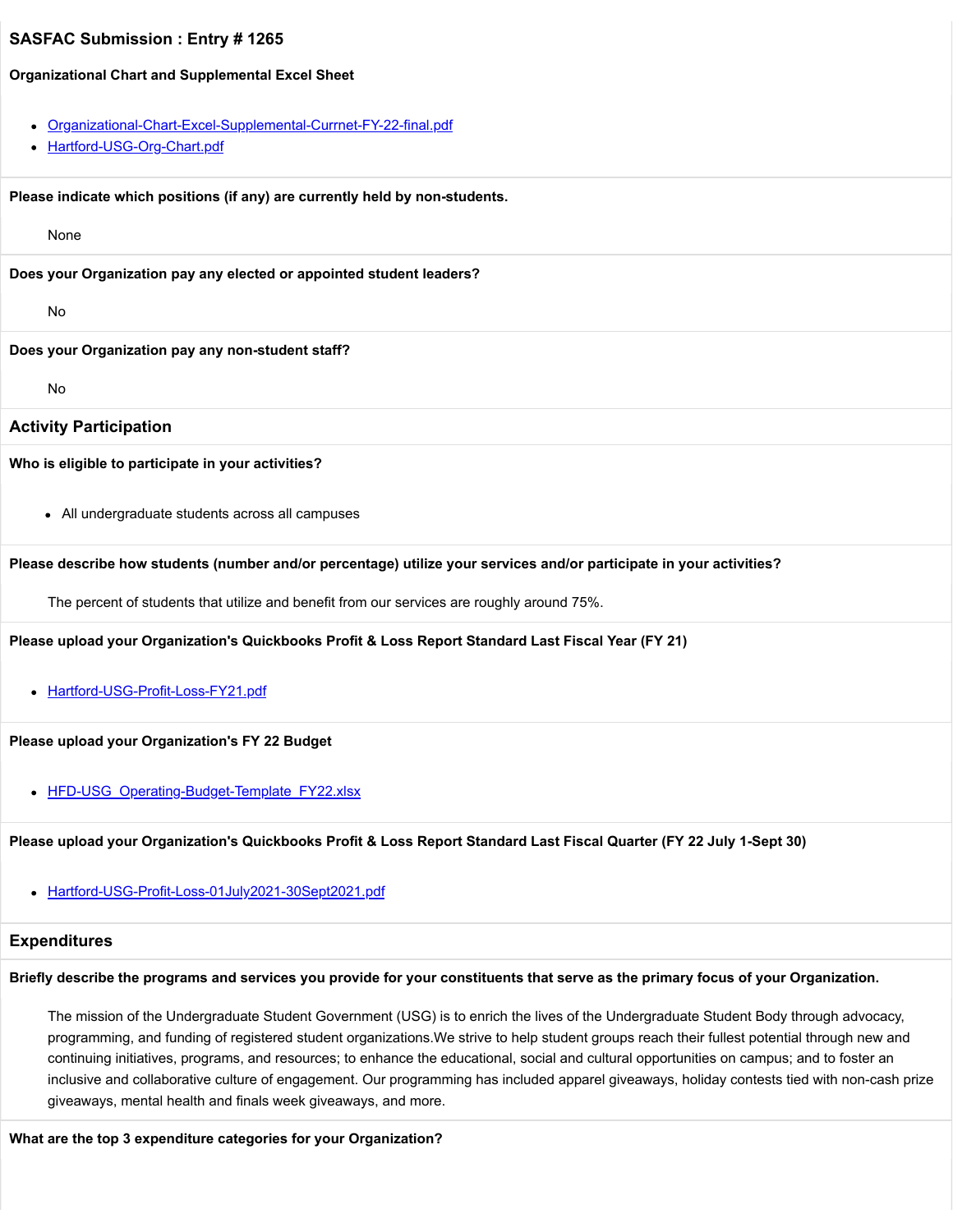## SASFAC Submission : Entry # 1265

**Organizational Chart and Supplemental Excel Sheet**

- Organizational-Chart-Excel-Supplemental-Currnet-FY-22-final.pdf
- Hartford-USG-Org-Chart.pdf

**Please indicate which positions (if any) are currently held by non-students.**

None

**Does your Organization pay any elected or appointed student leaders?**

No

**Does your Organization pay any non-student staff?**

No

## Activity Participation

**Who is eligible to participate in your activities?**

- All undergraduate students across all campuses

**Please describe how students (number and/or percentage) utilize your services and/or participate in your activities?**

The percent of students that utilize and benefit from our services are roughly around 75%.

**Please upload your Organization's Quickbooks Profit & Loss Report Standard Last Fiscal Year (FY 21)**

- Hartford-USG-Profit-Loss-FY21.pdf

**Please upload your Organization's FY 22 Budget**

- HFD-USG_Operating-Budget-Template_FY22.xlsx

**Please upload your Organization's Quickbooks Profit & Loss Report Standard Last Fiscal Quarter (FY 22 July 1-Sept 30)**

- Hartford-USG-Profit-Loss-01July2021-30Sept2021.pdf

## Expenditures

**Briefly describe the programs and services you provide for your constituents that serve as the primary focus of your Organization.**

The mission of the Undergraduate Student Government (USG) is to enrich the lives of the Undergraduate Student Body through advocacy, programming, and funding of registered student organizations.We strive to help student groups reach their fullest potential through new and continuing initiatives, programs, and resources; to enhance the educational, social and cultural opportunities on campus; and to foster an inclusive and collaborative culture of engagement. Our programming has included apparel giveaways, holiday contests tied with non-cash prize giveaways, mental health and finals week giveaways, and more.

**What are the top 3 expenditure categories for your Organization?**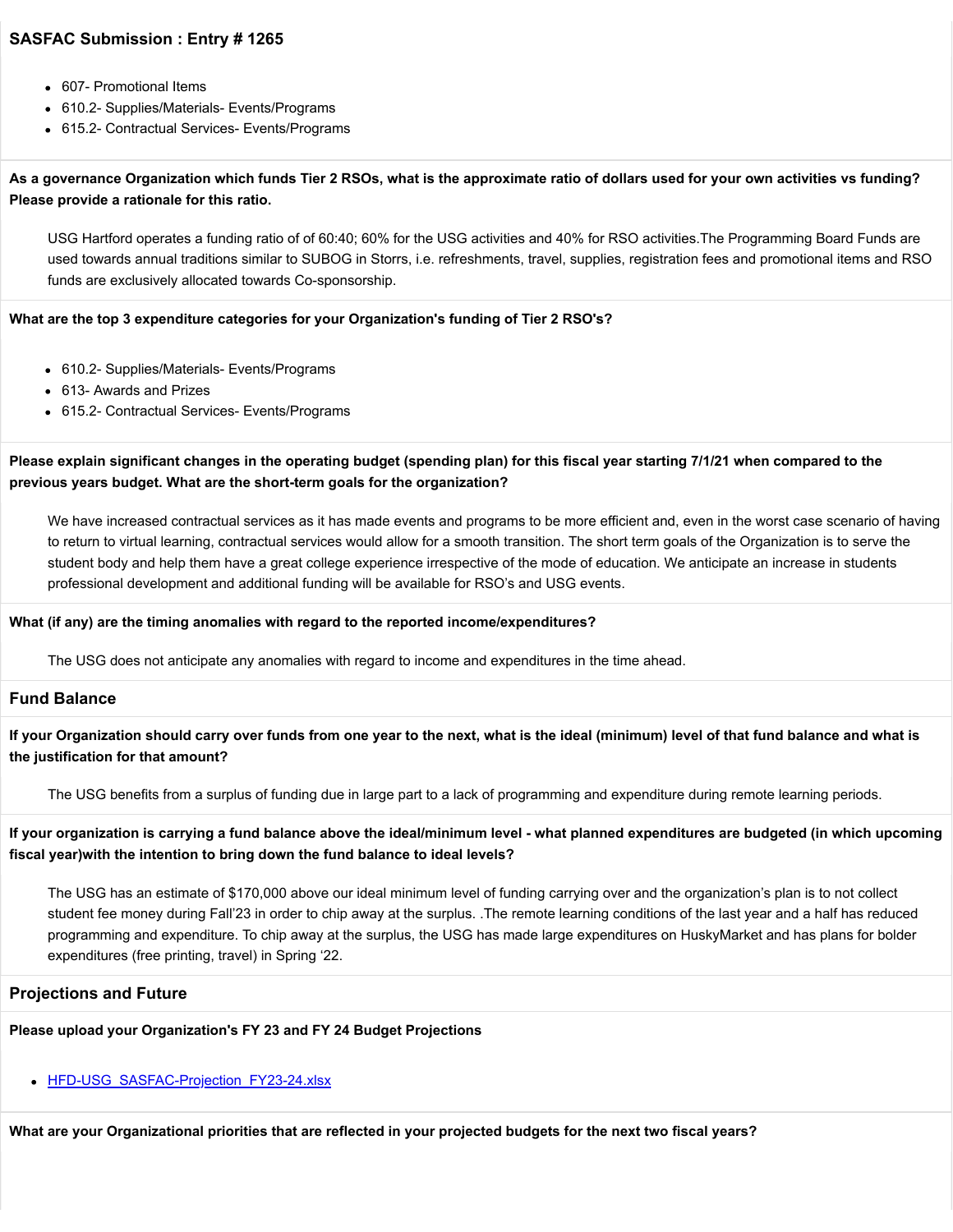## SASFAC Submission : Entry # 1265

- 607- Promotional Items
- 610.2- Supplies/Materials- Events/Programs
- 615.2- Contractual Services- Events/Programs

**As a governance Organization which funds Tier 2 RSOs, what is the approximate ratio of dollars used for your own activities vs funding? Please provide a rationale for this ratio.**

USG Hartford operates a funding ratio of of 60:40; 60% for the USG activities and 40% for RSO activities.The Programming Board Funds are used towards annual traditions similar to SUBOG in Storrs, i.e. refreshments, travel, supplies, registration fees and promotional items and RSO funds are exclusively allocated towards Co-sponsorship.

**What are the top 3 expenditure categories for your Organization's funding of Tier 2 RSO's?**

- 610.2- Supplies/Materials- Events/Programs
- 613- Awards and Prizes
- 615.2- Contractual Services- Events/Programs

**Please explain significant changes in the operating budget (spending plan) for this fiscal year starting 7/1/21 when compared to the previous years budget. What are the short-term goals for the organization?**

We have increased contractual services as it has made events and programs to be more efficient and, even in the worst case scenario of having to return to virtual learning, contractual services would allow for a smooth transition. The short term goals of the Organization is to serve the student body and help them have a great college experience irrespective of the mode of education. We anticipate an increase in students professional development and additional funding will be available for RSO's and USG events.

**What (if any) are the timing anomalies with regard to the reported income/expenditures?**

The USG does not anticipate any anomalies with regard to income and expenditures in the time ahead.

### Fund Balance

**If your Organization should carry over funds from one year to the next, what is the ideal (minimum) level of that fund balance and what is the justification for that amount?**

The USG benefits from a surplus of funding due in large part to a lack of programming and expenditure during remote learning periods.

**If your organization is carrying a fund balance above the ideal/minimum level - what planned expenditures are budgeted (in which upcoming fiscal year)with the intention to bring down the fund balance to ideal levels?**

The USG has an estimate of $170,000 above our ideal minimum level of funding carrying over and the organization's plan is to not collect student fee money during Fall'23 in order to chip away at the surplus. .The remote learning conditions of the last year and a half has reduced programming and expenditure. To chip away at the surplus, the USG has made large expenditures on HuskyMarket and has plans for bolder expenditures (free printing, travel) in Spring '22.

### Projections and Future

**Please upload your Organization's FY 23 and FY 24 Budget Projections**

- HFD-USG_SASFAC-Projection_FY23-24.xlsx

**What are your Organizational priorities that are reflected in your projected budgets for the next two fiscal years?**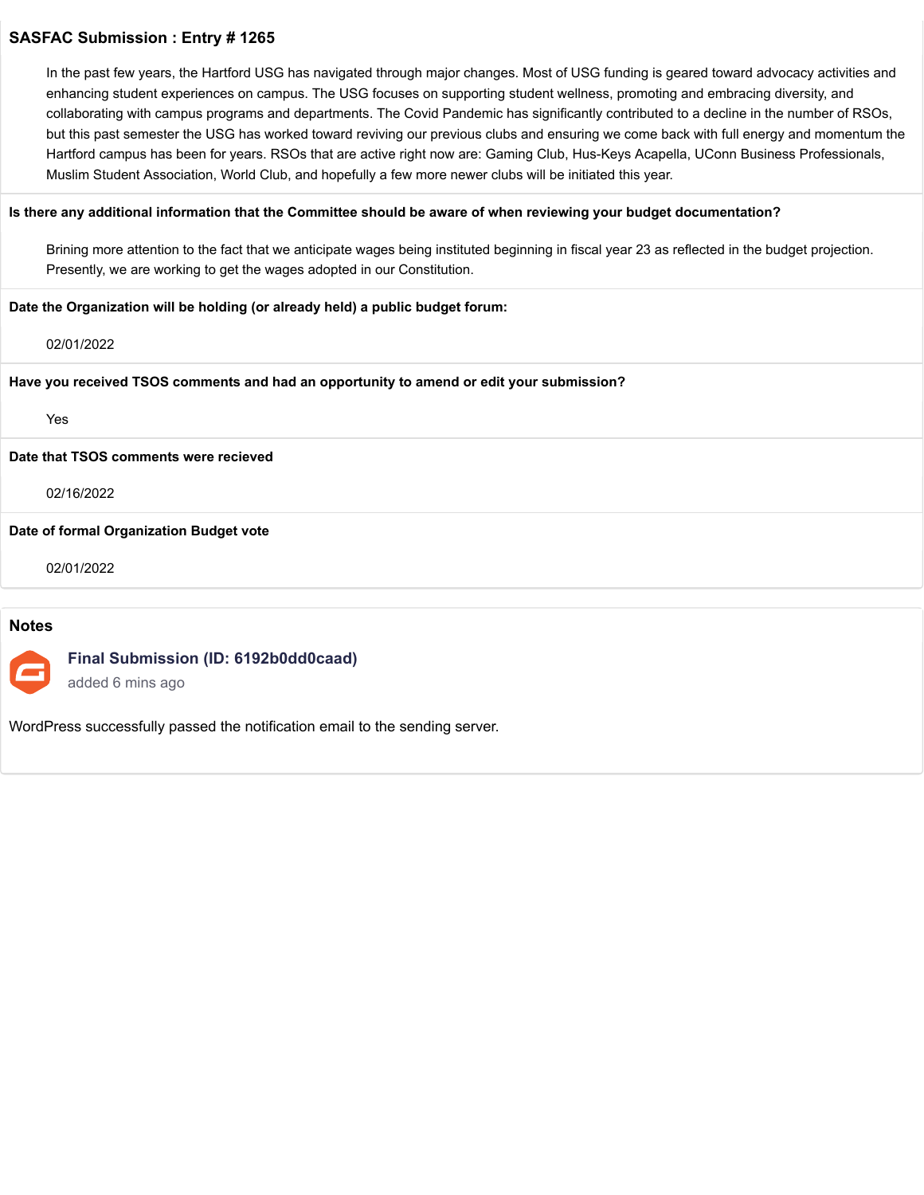**SASFAC Submission : Entry # 1265**

In the past few years, the Hartford USG has navigated through major changes. Most of USG funding is geared toward advocacy activities and enhancing student experiences on campus. The USG focuses on supporting student wellness, promoting and embracing diversity, and collaborating with campus programs and departments. The Covid Pandemic has significantly contributed to a decline in the number of RSOs, but this past semester the USG has worked toward reviving our previous clubs and ensuring we come back with full energy and momentum the Hartford campus has been for years. RSOs that are active right now are: Gaming Club, Hus-Keys Acapella, UConn Business Professionals, Muslim Student Association, World Club, and hopefully a few more newer clubs will be initiated this year.

**Is there any additional information that the Committee should be aware of when reviewing your budget documentation?**

Brining more attention to the fact that we anticipate wages being instituted beginning in fiscal year 23 as reflected in the budget projection. Presently, we are working to get the wages adopted in our Constitution.

**Date the Organization will be holding (or already held) a public budget forum:**

02/01/2022

**Have you received TSOS comments and had an opportunity to amend or edit your submission?**

Yes

**Date that TSOS comments were recieved**

02/16/2022

**Date of formal Organization Budget vote**

02/01/2022

## Notes

**Final Submission (ID: 6192b0dd0caad)**

added 6 mins ago

WordPress successfully passed the notification email to the sending server.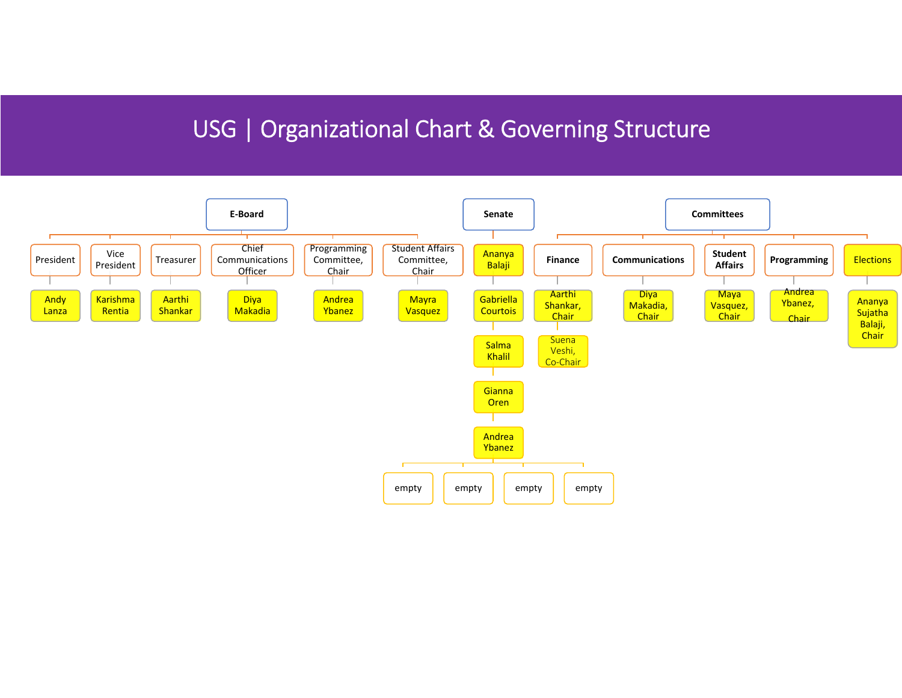# USG | Organizational Chart & Governing Structure

## E-Board

- President
  - Andy Lanza
- Vice President
  - Karishma Rentia
- Treasurer
  - Aarthi Shankar
- Chief Communications Officer
  - Diya Makadia
- Programming Committee, Chair
  - Andrea Ybanez
- Student Affairs Committee, Chair
  - Mayra Vasquez

## Senate

- Ananya Balaji
- Gabriella Courtois
- Salma Khalil
- Gianna Oren
- Andrea Ybanez
- empty
- empty
- empty
- empty

## Committees

- **Finance**
  - Aarthi Shankar, Chair
  - Suena Veshi, Co-Chair
- **Communications**
  - Diya Makadia, Chair
- **Student Affairs**
  - Maya Vasquez, Chair
- **Programming**
  - Andrea Ybanez, Chair
- Elections
  - Ananya Sujatha Balaji, Chair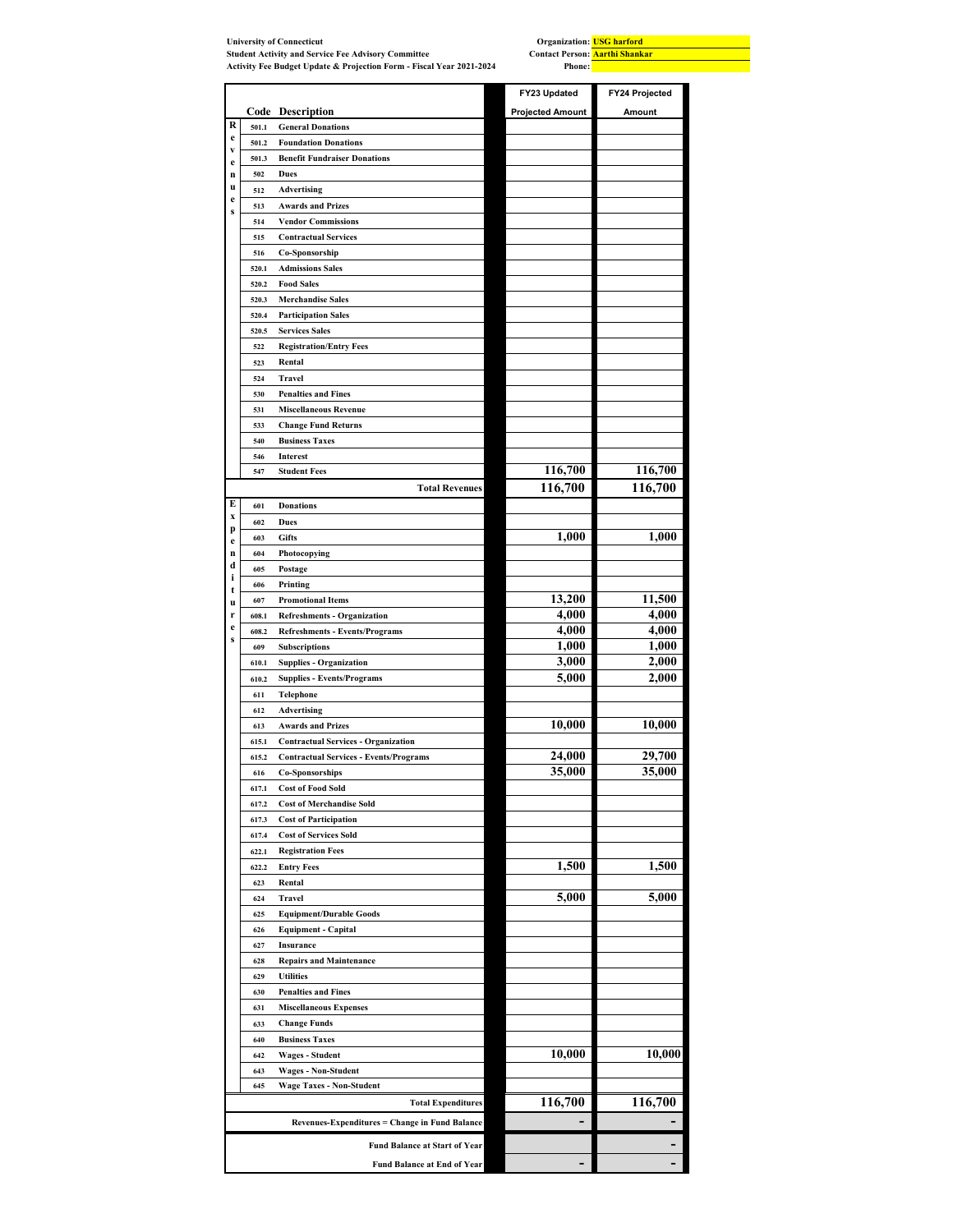University of Connecticut
Student Activity and Service Fee Advisory Committee
Activity Fee Budget Update & Projection Form - Fiscal Year 2021-2024

Organization: USG harford
Contact Person: Aarthi Shankar
Phone:

| | Code | Description | FY23 Updated Projected Amount | FY24 Projected Amount |
|---|---|---|---|---|
| Revenues | 501.1 | General Donations | | |
| | 501.2 | Foundation Donations | | |
| | 501.3 | Benefit Fundraiser Donations | | |
| | 502 | Dues | | |
| | 512 | Advertising | | |
| | 513 | Awards and Prizes | | |
| | 514 | Vendor Commissions | | |
| | 515 | Contractual Services | | |
| | 516 | Co-Sponsorship | | |
| | 520.1 | Admissions Sales | | |
| | 520.2 | Food Sales | | |
| | 520.3 | Merchandise Sales | | |
| | 520.4 | Participation Sales | | |
| | 520.5 | Services Sales | | |
| | 522 | Registration/Entry Fees | | |
| | 523 | Rental | | |
| | 524 | Travel | | |
| | 530 | Penalties and Fines | | |
| | 531 | Miscellaneous Revenue | | |
| | 533 | Change Fund Returns | | |
| | 540 | Business Taxes | | |
| | 546 | Interest | | |
| | 547 | Student Fees | 116,700 | 116,700 |
| | | **Total Revenues** | **116,700** | **116,700** |
| Expenditures | 601 | Donations | | |
| | 602 | Dues | | |
| | 603 | Gifts | 1,000 | 1,000 |
| | 604 | Photocopying | | |
| | 605 | Postage | | |
| | 606 | Printing | | |
| | 607 | Promotional Items | 13,200 | 11,500 |
| | 608.1 | Refreshments - Organization | 4,000 | 4,000 |
| | 608.2 | Refreshments - Events/Programs | 4,000 | 4,000 |
| | 609 | Subscriptions | 1,000 | 1,000 |
| | 610.1 | Supplies - Organization | 3,000 | 2,000 |
| | 610.2 | Supplies - Events/Programs | 5,000 | 2,000 |
| | 611 | Telephone | | |
| | 612 | Advertising | | |
| | 613 | Awards and Prizes | 10,000 | 10,000 |
| | 615.1 | Contractual Services - Organization | | |
| | 615.2 | Contractual Services - Events/Programs | 24,000 | 29,700 |
| | 616 | Co-Sponsorships | 35,000 | 35,000 |
| | 617.1 | Cost of Food Sold | | |
| | 617.2 | Cost of Merchandise Sold | | |
| | 617.3 | Cost of Participation | | |
| | 617.4 | Cost of Services Sold | | |
| | 622.1 | Registration Fees | | |
| | 622.2 | Entry Fees | 1,500 | 1,500 |
| | 623 | Rental | | |
| | 624 | Travel | 5,000 | 5,000 |
| | 625 | Equipment/Durable Goods | | |
| | 626 | Equipment - Capital | | |
| | 627 | Insurance | | |
| | 628 | Repairs and Maintenance | | |
| | 629 | Utilities | | |
| | 630 | Penalties and Fines | | |
| | 631 | Miscellaneous Expenses | | |
| | 633 | Change Funds | | |
| | 640 | Business Taxes | | |
| | 642 | Wages - Student | 10,000 | 10,000 |
| | 643 | Wages - Non-Student | | |
| | 645 | Wage Taxes - Non-Student | | |
| | | **Total Expenditures** | **116,700** | **116,700** |
| | | **Revenues-Expenditures = Change in Fund Balance** | - | - |
| | | **Fund Balance at Start of Year** | | - |
| | | **Fund Balance at End of Year** | - | - |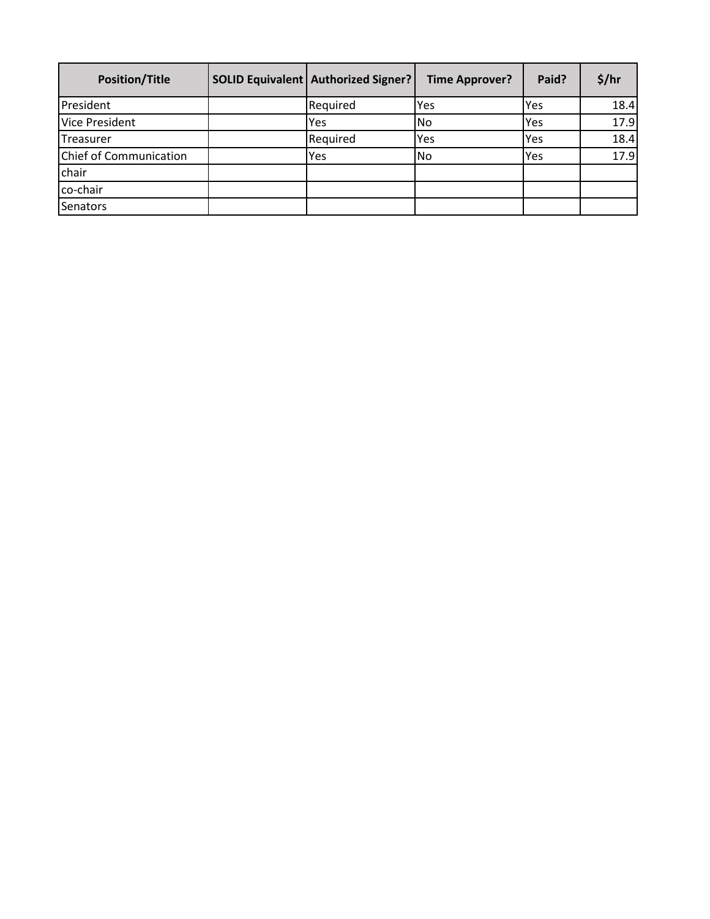| Position/Title | SOLID Equivalent | Authorized Signer? | Time Approver? | Paid? | $/hr |
| --- | --- | --- | --- | --- | --- |
| President | | Required | Yes | Yes | 18.4 |
| Vice President | | Yes | No | Yes | 17.9 |
| Treasurer | | Required | Yes | Yes | 18.4 |
| Chief of Communication | | Yes | No | Yes | 17.9 |
| chair | | | | | |
| co-chair | | | | | |
| Senators | | | | | |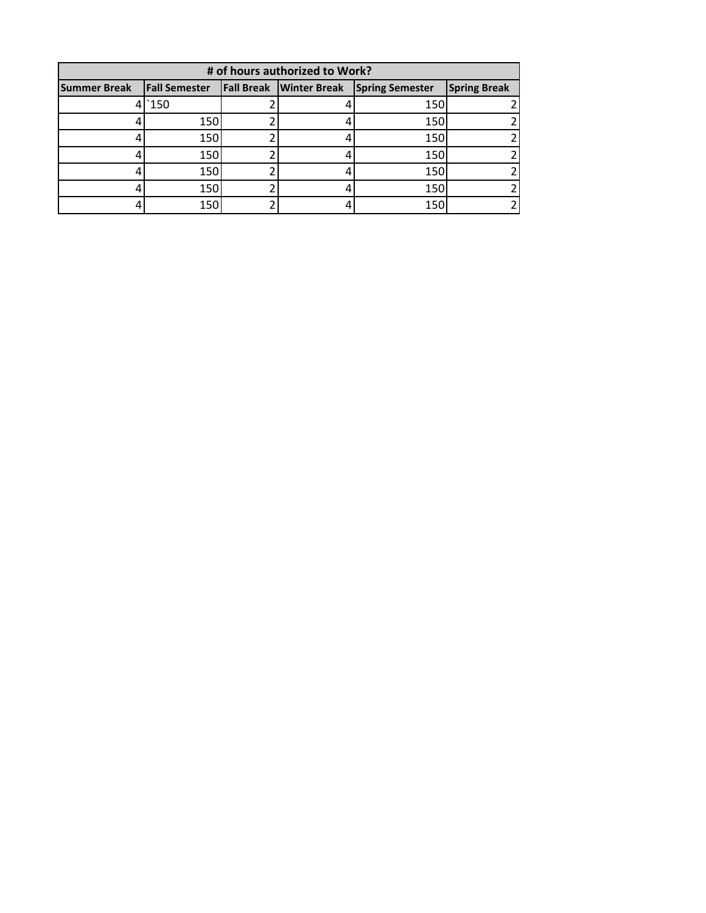| # of hours authorized to Work? | | | | | |
|---|---|---|---|---|---|
| Summer Break | Fall Semester | Fall Break | Winter Break | Spring Semester | Spring Break |
| 4 | `150 | 2 | 4 | 150 | 2 |
| 4 | 150 | 2 | 4 | 150 | 2 |
| 4 | 150 | 2 | 4 | 150 | 2 |
| 4 | 150 | 2 | 4 | 150 | 2 |
| 4 | 150 | 2 | 4 | 150 | 2 |
| 4 | 150 | 2 | 4 | 150 | 2 |
| 4 | 150 | 2 | 4 | 150 | 2 |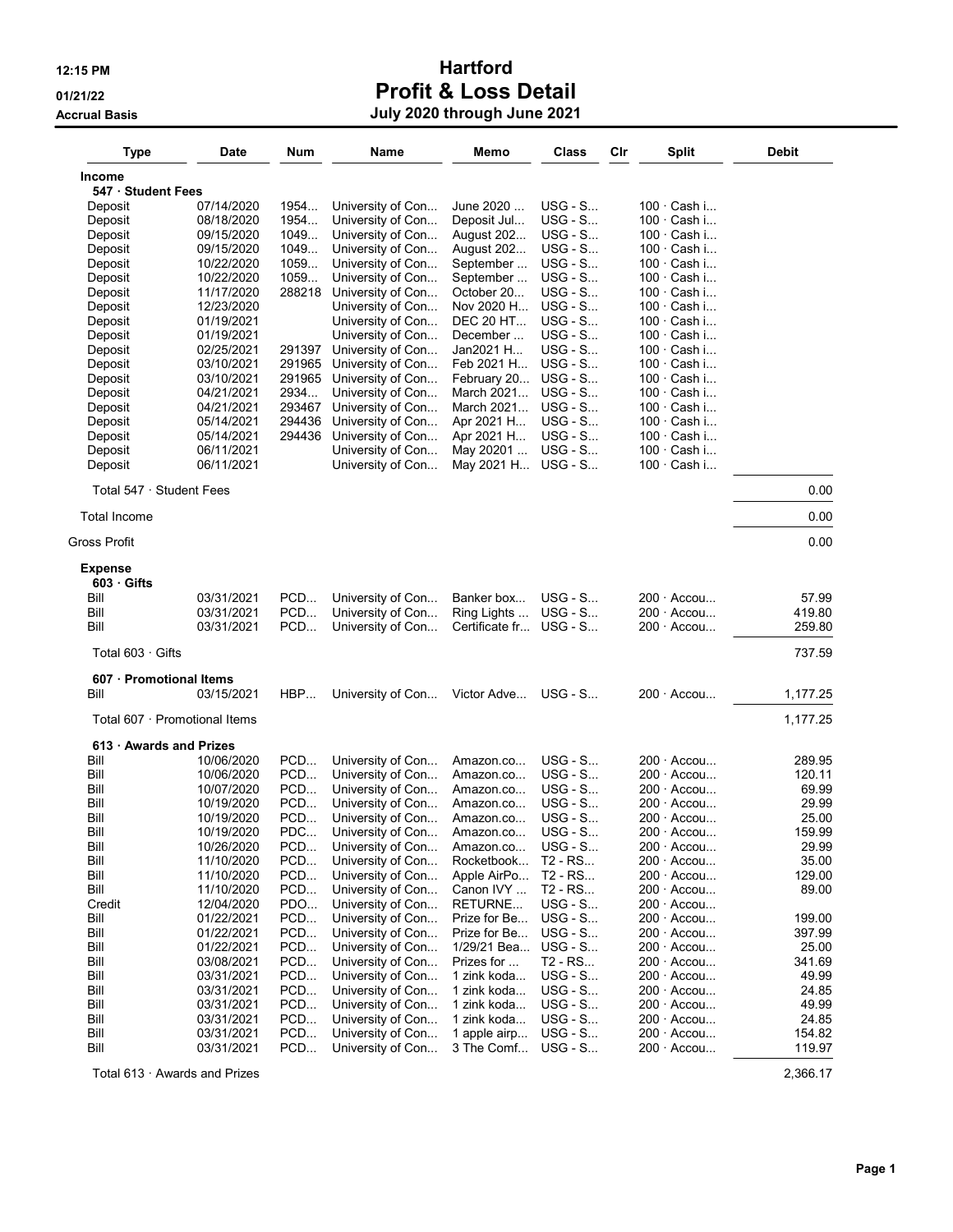# Hartford

## Profit & Loss Detail

**Accrual Basis** — July 2020 through June 2021

12:15 PM 01/21/22

| Type | Date | Num | Name | Memo | Class | Clr | Split | Debit |
|---|---|---|---|---|---|---|---|---|
| **Income** | | | | | | | | |
| **547 · Student Fees** | | | | | | | | |
| Deposit | 07/14/2020 | 1954... | University of Con... | June 2020 ... | USG - S... | | 100 · Cash i... | |
| Deposit | 08/18/2020 | 1954... | University of Con... | Deposit Jul... | USG - S... | | 100 · Cash i... | |
| Deposit | 09/15/2020 | 1049... | University of Con... | August 202... | USG - S... | | 100 · Cash i... | |
| Deposit | 09/15/2020 | 1049... | University of Con... | August 202... | USG - S... | | 100 · Cash i... | |
| Deposit | 10/22/2020 | 1059... | University of Con... | September ... | USG - S... | | 100 · Cash i... | |
| Deposit | 10/22/2020 | 1059... | University of Con... | September ... | USG - S... | | 100 · Cash i... | |
| Deposit | 11/17/2020 | 288218 | University of Con... | October 20... | USG - S... | | 100 · Cash i... | |
| Deposit | 12/23/2020 | | University of Con... | Nov 2020 H... | USG - S... | | 100 · Cash i... | |
| Deposit | 01/19/2021 | | University of Con... | DEC 20 HT... | USG - S... | | 100 · Cash i... | |
| Deposit | 01/19/2021 | | University of Con... | December ... | USG - S... | | 100 · Cash i... | |
| Deposit | 02/25/2021 | 291397 | University of Con... | Jan2021 H... | USG - S... | | 100 · Cash i... | |
| Deposit | 03/10/2021 | 291965 | University of Con... | Feb 2021 H... | USG - S... | | 100 · Cash i... | |
| Deposit | 03/10/2021 | 291965 | University of Con... | February 20... | USG - S... | | 100 · Cash i... | |
| Deposit | 04/21/2021 | 2934... | University of Con... | March 2021... | USG - S... | | 100 · Cash i... | |
| Deposit | 04/21/2021 | 293467 | University of Con... | March 2021... | USG - S... | | 100 · Cash i... | |
| Deposit | 05/14/2021 | 294436 | University of Con... | Apr 2021 H... | USG - S... | | 100 · Cash i... | |
| Deposit | 05/14/2021 | 294436 | University of Con... | Apr 2021 H... | USG - S... | | 100 · Cash i... | |
| Deposit | 06/11/2021 | | University of Con... | May 20201 ... | USG - S... | | 100 · Cash i... | |
| Deposit | 06/11/2021 | | University of Con... | May 2021 H... | USG - S... | | 100 · Cash i... | |
| Total 547 · Student Fees | | | | | | | | 0.00 |
| Total Income | | | | | | | | 0.00 |
| Gross Profit | | | | | | | | 0.00 |
| **Expense** | | | | | | | | |
| **603 · Gifts** | | | | | | | | |
| Bill | 03/31/2021 | PCD... | University of Con... | Banker box... | USG - S... | | 200 · Accou... | 57.99 |
| Bill | 03/31/2021 | PCD... | University of Con... | Ring Lights ... | USG - S... | | 200 · Accou... | 419.80 |
| Bill | 03/31/2021 | PCD... | University of Con... | Certificate fr... | USG - S... | | 200 · Accou... | 259.80 |
| Total 603 · Gifts | | | | | | | | 737.59 |
| **607 · Promotional Items** | | | | | | | | |
| Bill | 03/15/2021 | HBP... | University of Con... | Victor Adve... | USG - S... | | 200 · Accou... | 1,177.25 |
| Total 607 · Promotional Items | | | | | | | | 1,177.25 |
| **613 · Awards and Prizes** | | | | | | | | |
| Bill | 10/06/2020 | PCD... | University of Con... | Amazon.co... | USG - S... | | 200 · Accou... | 289.95 |
| Bill | 10/06/2020 | PCD... | University of Con... | Amazon.co... | USG - S... | | 200 · Accou... | 120.11 |
| Bill | 10/07/2020 | PCD... | University of Con... | Amazon.co... | USG - S... | | 200 · Accou... | 69.99 |
| Bill | 10/19/2020 | PCD... | University of Con... | Amazon.co... | USG - S... | | 200 · Accou... | 29.99 |
| Bill | 10/19/2020 | PCD... | University of Con... | Amazon.co... | USG - S... | | 200 · Accou... | 25.00 |
| Bill | 10/19/2020 | PDC... | University of Con... | Amazon.co... | USG - S... | | 200 · Accou... | 159.99 |
| Bill | 10/26/2020 | PCD... | University of Con... | Amazon.co... | USG - S... | | 200 · Accou... | 29.99 |
| Bill | 11/10/2020 | PCD... | University of Con... | Rocketbook... | T2 - RS... | | 200 · Accou... | 35.00 |
| Bill | 11/10/2020 | PCD... | University of Con... | Apple AirPo... | T2 - RS... | | 200 · Accou... | 129.00 |
| Bill | 11/10/2020 | PCD... | University of Con... | Canon IVY ... | T2 - RS... | | 200 · Accou... | 89.00 |
| Credit | 12/04/2020 | PDO... | University of Con... | RETURNE... | USG - S... | | 200 · Accou... | |
| Bill | 01/22/2021 | PCD... | University of Con... | Prize for Be... | USG - S... | | 200 · Accou... | 199.00 |
| Bill | 01/22/2021 | PCD... | University of Con... | Prize for Be... | USG - S... | | 200 · Accou... | 397.99 |
| Bill | 01/22/2021 | PCD... | University of Con... | 1/29/21 Bea... | USG - S... | | 200 · Accou... | 25.00 |
| Bill | 03/08/2021 | PCD... | University of Con... | Prizes for ... | T2 - RS... | | 200 · Accou... | 341.69 |
| Bill | 03/31/2021 | PCD... | University of Con... | 1 zink koda... | USG - S... | | 200 · Accou... | 49.99 |
| Bill | 03/31/2021 | PCD... | University of Con... | 1 zink koda... | USG - S... | | 200 · Accou... | 24.85 |
| Bill | 03/31/2021 | PCD... | University of Con... | 1 zink koda... | USG - S... | | 200 · Accou... | 49.99 |
| Bill | 03/31/2021 | PCD... | University of Con... | 1 zink koda... | USG - S... | | 200 · Accou... | 24.85 |
| Bill | 03/31/2021 | PCD... | University of Con... | 1 apple airp... | USG - S... | | 200 · Accou... | 154.82 |
| Bill | 03/31/2021 | PCD... | University of Con... | 3 The Comf... | USG - S... | | 200 · Accou... | 119.97 |
| Total 613 · Awards and Prizes | | | | | | | | 2,366.17 |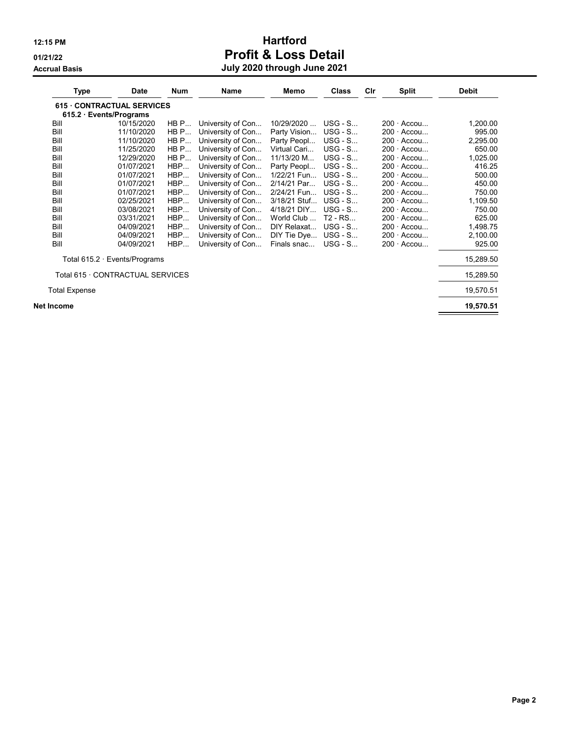# Hartford

## Profit & Loss Detail

**Accrual Basis**

**July 2020 through June 2021**

| Type | Date | Num | Name | Memo | Class | Clr | Split | Debit |
|---|---|---|---|---|---|---|---|---|
| **615 · CONTRACTUAL SERVICES** | | | | | | | | |
| **615.2 · Events/Programs** | | | | | | | | |
| Bill | 10/15/2020 | HB P... | University of Con... | 10/29/2020 ... | USG - S... | | 200 · Accou... | 1,200.00 |
| Bill | 11/10/2020 | HB P... | University of Con... | Party Vision... | USG - S... | | 200 · Accou... | 995.00 |
| Bill | 11/10/2020 | HB P... | University of Con... | Party Peopl... | USG - S... | | 200 · Accou... | 2,295.00 |
| Bill | 11/25/2020 | HB P... | University of Con... | Virtual Cari... | USG - S... | | 200 · Accou... | 650.00 |
| Bill | 12/29/2020 | HB P... | University of Con... | 11/13/20 M... | USG - S... | | 200 · Accou... | 1,025.00 |
| Bill | 01/07/2021 | HBP... | University of Con... | Party Peopl... | USG - S... | | 200 · Accou... | 416.25 |
| Bill | 01/07/2021 | HBP... | University of Con... | 1/22/21 Fun... | USG - S... | | 200 · Accou... | 500.00 |
| Bill | 01/07/2021 | HBP... | University of Con... | 2/14/21 Par... | USG - S... | | 200 · Accou... | 450.00 |
| Bill | 01/07/2021 | HBP... | University of Con... | 2/24/21 Fun... | USG - S... | | 200 · Accou... | 750.00 |
| Bill | 02/25/2021 | HBP... | University of Con... | 3/18/21 Stuf... | USG - S... | | 200 · Accou... | 1,109.50 |
| Bill | 03/08/2021 | HBP... | University of Con... | 4/18/21 DIY... | USG - S... | | 200 · Accou... | 750.00 |
| Bill | 03/31/2021 | HBP... | University of Con... | World Club ... | T2 - RS... | | 200 · Accou... | 625.00 |
| Bill | 04/09/2021 | HBP... | University of Con... | DIY Relaxat... | USG - S... | | 200 · Accou... | 1,498.75 |
| Bill | 04/09/2021 | HBP... | University of Con... | DIY Tie Dye... | USG - S... | | 200 · Accou... | 2,100.00 |
| Bill | 04/09/2021 | HBP... | University of Con... | Finals snac... | USG - S... | | 200 · Accou... | 925.00 |
| Total 615.2 · Events/Programs | | | | | | | | 15,289.50 |
| Total 615 · CONTRACTUAL SERVICES | | | | | | | | 15,289.50 |
| Total Expense | | | | | | | | 19,570.51 |
| **Net Income** | | | | | | | | **19,570.51** |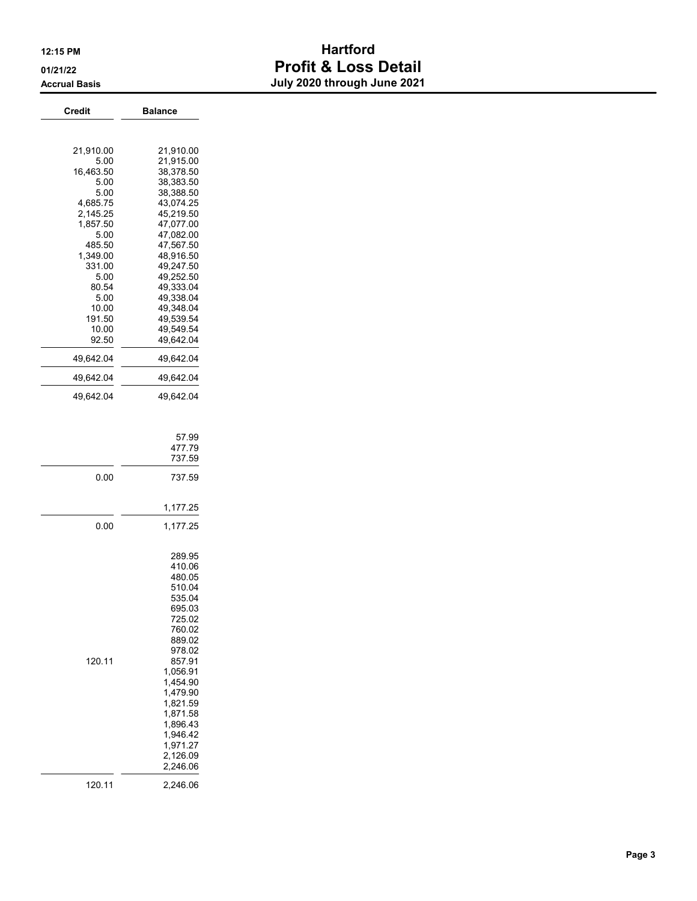# Hartford

## Profit & Loss Detail

**July 2020 through June 2021**

12:15 PM
01/21/22
Accrual Basis

| Credit | Balance |
|---:|---:|
| 21,910.00 | 21,910.00 |
| 5.00 | 21,915.00 |
| 16,463.50 | 38,378.50 |
| 5.00 | 38,383.50 |
| 5.00 | 38,388.50 |
| 4,685.75 | 43,074.25 |
| 2,145.25 | 45,219.50 |
| 1,857.50 | 47,077.00 |
| 5.00 | 47,082.00 |
| 485.50 | 47,567.50 |
| 1,349.00 | 48,916.50 |
| 331.00 | 49,247.50 |
| 5.00 | 49,252.50 |
| 80.54 | 49,333.04 |
| 5.00 | 49,338.04 |
| 10.00 | 49,348.04 |
| 191.50 | 49,539.54 |
| 10.00 | 49,549.54 |
| 92.50 | 49,642.04 |
| 49,642.04 | 49,642.04 |
| 49,642.04 | 49,642.04 |
| 49,642.04 | 49,642.04 |
| | |
| | 57.99 |
| | 477.79 |
| | 737.59 |
| 0.00 | 737.59 |
| | |
| | 1,177.25 |
| 0.00 | 1,177.25 |
| | |
| | 289.95 |
| | 410.06 |
| | 480.05 |
| | 510.04 |
| | 535.04 |
| | 695.03 |
| | 725.02 |
| | 760.02 |
| | 889.02 |
| | 978.02 |
| 120.11 | 857.91 |
| | 1,056.91 |
| | 1,454.90 |
| | 1,479.90 |
| | 1,821.59 |
| | 1,871.58 |
| | 1,896.43 |
| | 1,946.42 |
| | 1,971.27 |
| | 2,126.09 |
| | 2,246.06 |
| 120.11 | 2,246.06 |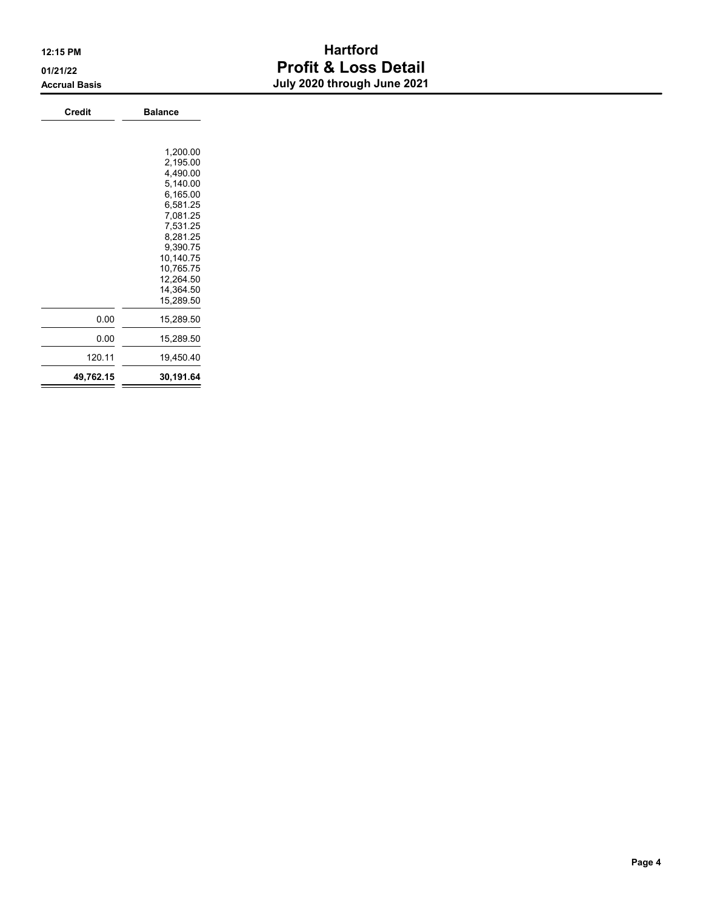# Hartford
## Profit & Loss Detail
### July 2020 through June 2021

12:15 PM
01/21/22
Accrual Basis

| Credit | Balance |
|---|---|
| | 1,200.00 |
| | 2,195.00 |
| | 4,490.00 |
| | 5,140.00 |
| | 6,165.00 |
| | 6,581.25 |
| | 7,081.25 |
| | 7,531.25 |
| | 8,281.25 |
| | 9,390.75 |
| | 10,140.75 |
| | 10,765.75 |
| | 12,264.50 |
| | 14,364.50 |
| | 15,289.50 |
| 0.00 | 15,289.50 |
| 0.00 | 15,289.50 |
| 120.11 | 19,450.40 |
| **49,762.15** | **30,191.64** |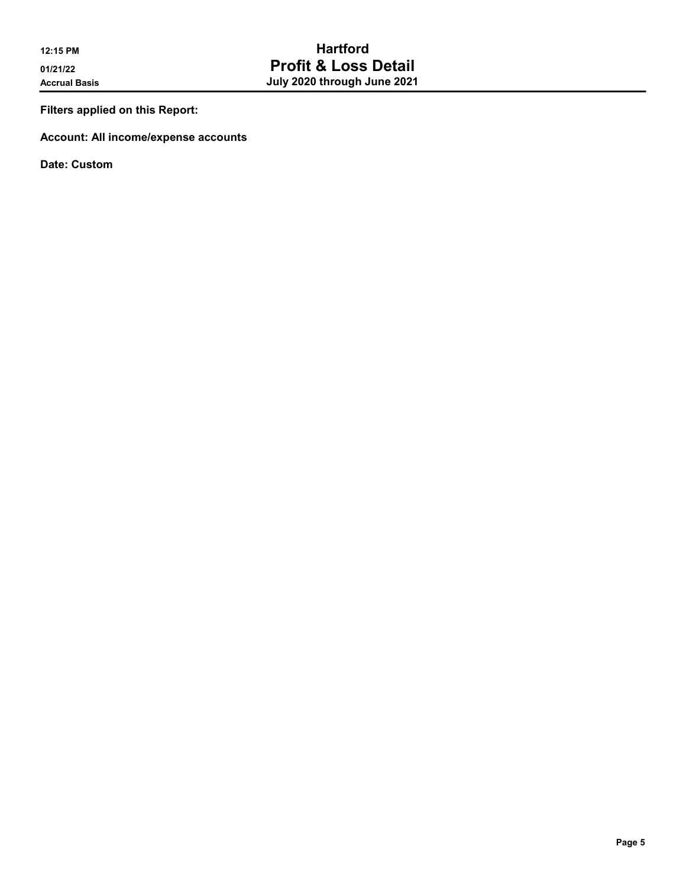**Filters applied on this Report:**

**Account: All income/expense accounts**

**Date: Custom**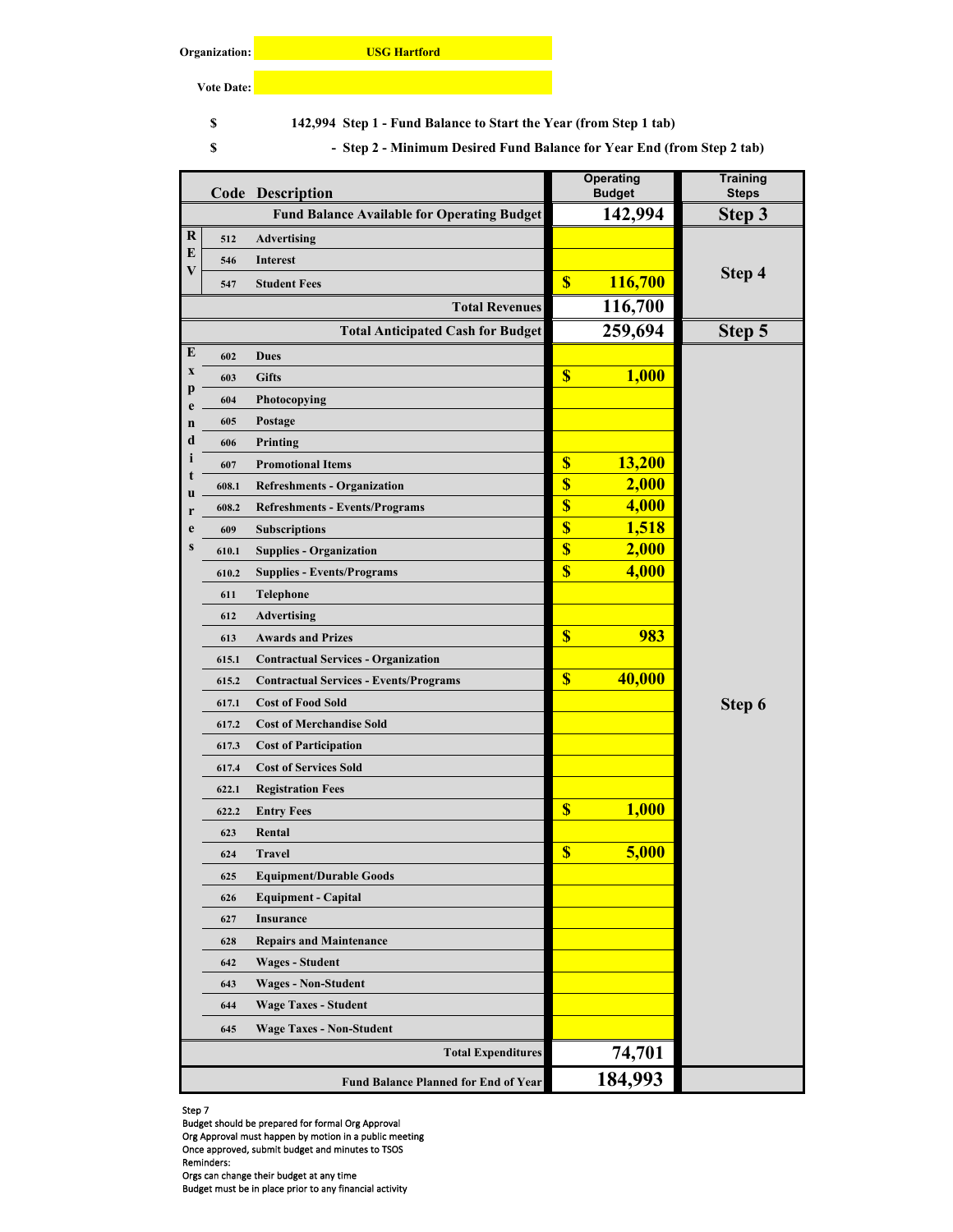**Organization:** USG Hartford

**Vote Date:**

$ 142,994 Step 1 - Fund Balance to Start the Year (from Step 1 tab)

$ - Step 2 - Minimum Desired Fund Balance for Year End (from Step 2 tab)

| | Code | Description | Operating Budget | Training Steps |
|---|---|---|---|---|
| | | **Fund Balance Available for Operating Budget** | **142,994** | **Step 3** |
| REV | 512 | Advertising | | Step 4 |
| | 546 | Interest | | |
| | 547 | Student Fees | $ 116,700 | |
| | | **Total Revenues** | **116,700** | |
| | | **Total Anticipated Cash for Budget** | **259,694** | **Step 5** |
| Expenditures | 602 | Dues | | Step 6 |
| | 603 | Gifts | $ 1,000 | |
| | 604 | Photocopying | | |
| | 605 | Postage | | |
| | 606 | Printing | | |
| | 607 | Promotional Items | $ 13,200 | |
| | 608.1 | Refreshments - Organization | $ 2,000 | |
| | 608.2 | Refreshments - Events/Programs | $ 4,000 | |
| | 609 | Subscriptions | $ 1,518 | |
| | 610.1 | Supplies - Organization | $ 2,000 | |
| | 610.2 | Supplies - Events/Programs | $ 4,000 | |
| | 611 | Telephone | | |
| | 612 | Advertising | | |
| | 613 | Awards and Prizes | $ 983 | |
| | 615.1 | Contractual Services - Organization | | |
| | 615.2 | Contractual Services - Events/Programs | $ 40,000 | |
| | 617.1 | Cost of Food Sold | | |
| | 617.2 | Cost of Merchandise Sold | | |
| | 617.3 | Cost of Participation | | |
| | 617.4 | Cost of Services Sold | | |
| | 622.1 | Registration Fees | | |
| | 622.2 | Entry Fees | $ 1,000 | |
| | 623 | Rental | | |
| | 624 | Travel | $ 5,000 | |
| | 625 | Equipment/Durable Goods | | |
| | 626 | Equipment - Capital | | |
| | 627 | Insurance | | |
| | 628 | Repairs and Maintenance | | |
| | 642 | Wages - Student | | |
| | 643 | Wages - Non-Student | | |
| | 644 | Wage Taxes - Student | | |
| | 645 | Wage Taxes - Non-Student | | |
| | | **Total Expenditures** | **74,701** | |
| | | **Fund Balance Planned for End of Year** | **184,993** | |

Step 7
Budget should be prepared for formal Org Approval
Org Approval must happen by motion in a public meeting
Once approved, submit budget and minutes to TSOS
Reminders:
Orgs can change their budget at any time
Budget must be in place prior to any financial activity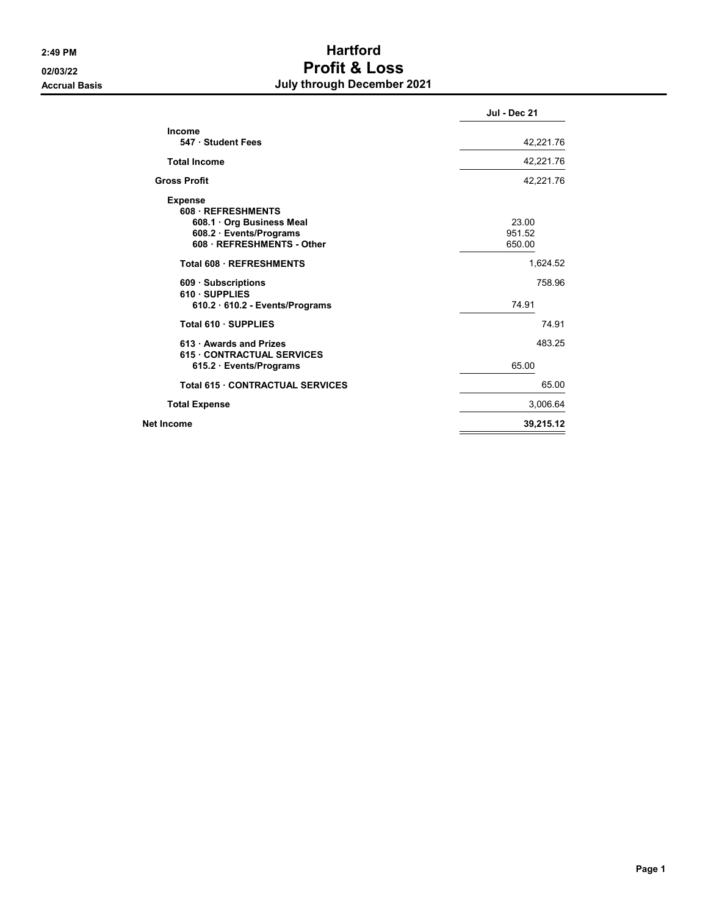2:49 PM
02/03/22
Accrual Basis

# Hartford
# Profit & Loss
## July through December 2021

| | | Jul - Dec 21 |
|---|---|---|
| **Income** | | |
| **547 · Student Fees** | | 42,221.76 |
| **Total Income** | | 42,221.76 |
| **Gross Profit** | | 42,221.76 |
| **Expense** | | |
| **608 · REFRESHMENTS** | | |
| **608.1 · Org Business Meal** | 23.00 | |
| **608.2 · Events/Programs** | 951.52 | |
| **608 · REFRESHMENTS - Other** | 650.00 | |
| **Total 608 · REFRESHMENTS** | | 1,624.52 |
| **609 · Subscriptions** | | 758.96 |
| **610 · SUPPLIES** | | |
| **610.2 · 610.2 - Events/Programs** | 74.91 | |
| **Total 610 · SUPPLIES** | | 74.91 |
| **613 · Awards and Prizes** | | 483.25 |
| **615 · CONTRACTUAL SERVICES** | | |
| **615.2 · Events/Programs** | 65.00 | |
| **Total 615 · CONTRACTUAL SERVICES** | | 65.00 |
| **Total Expense** | | 3,006.64 |
| **Net Income** | | **39,215.12** |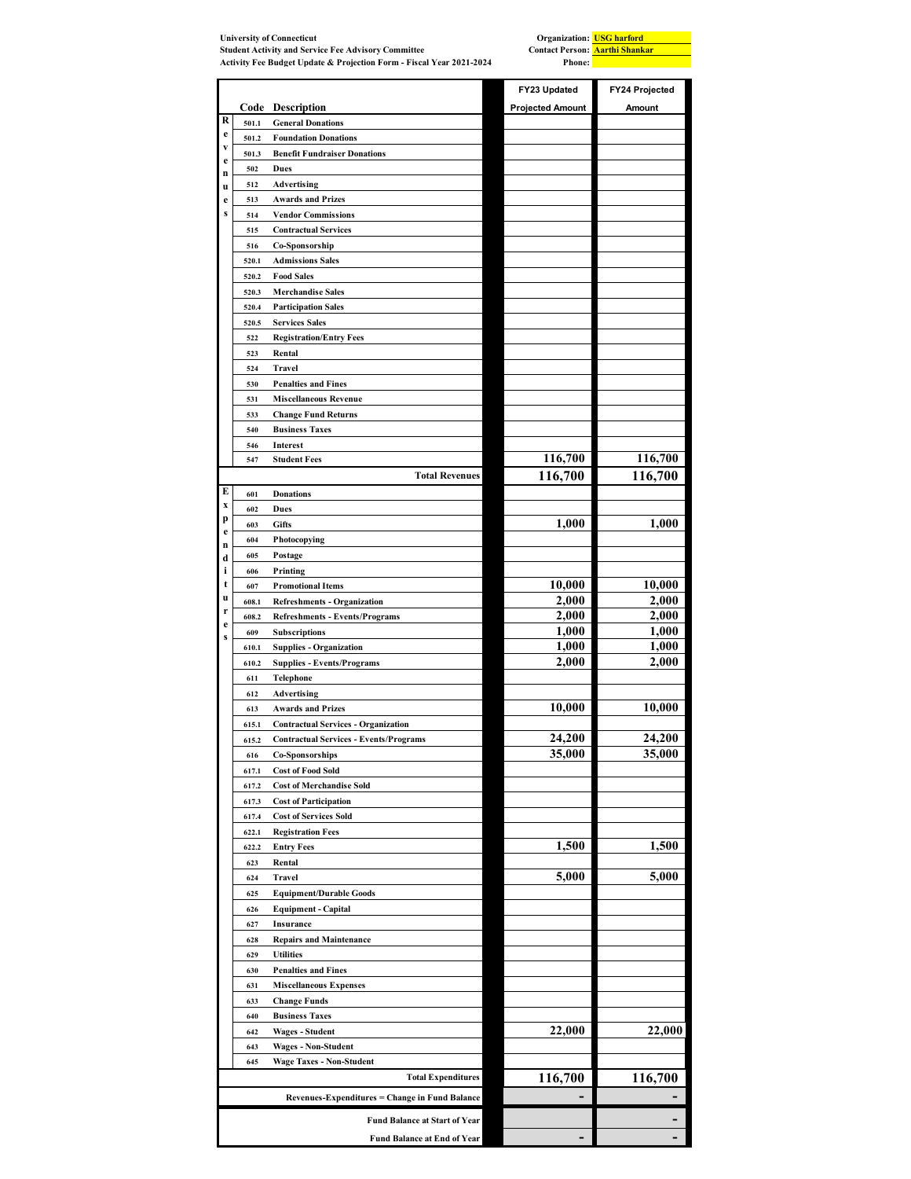**University of Connecticut**
**Student Activity and Service Fee Advisory Committee**
**Activity Fee Budget Update & Projection Form - Fiscal Year 2021-2024**

**Organization:** USG harford
**Contact Person:** Aarthi Shankar
**Phone:**

| | Code | Description | FY23 Updated Projected Amount | FY24 Projected Amount |
|---|---|---|---|---|
| Revenues | 501.1 | General Donations | | |
| | 501.2 | Foundation Donations | | |
| | 501.3 | Benefit Fundraiser Donations | | |
| | 502 | Dues | | |
| | 512 | Advertising | | |
| | 513 | Awards and Prizes | | |
| | 514 | Vendor Commissions | | |
| | 515 | Contractual Services | | |
| | 516 | Co-Sponsorship | | |
| | 520.1 | Admissions Sales | | |
| | 520.2 | Food Sales | | |
| | 520.3 | Merchandise Sales | | |
| | 520.4 | Participation Sales | | |
| | 520.5 | Services Sales | | |
| | 522 | Registration/Entry Fees | | |
| | 523 | Rental | | |
| | 524 | Travel | | |
| | 530 | Penalties and Fines | | |
| | 531 | Miscellaneous Revenue | | |
| | 533 | Change Fund Returns | | |
| | 540 | Business Taxes | | |
| | 546 | Interest | | |
| | 547 | Student Fees | 116,700 | 116,700 |
| | | **Total Revenues** | 116,700 | 116,700 |
| Expenditures | 601 | Donations | | |
| | 602 | Dues | | |
| | 603 | Gifts | 1,000 | 1,000 |
| | 604 | Photocopying | | |
| | 605 | Postage | | |
| | 606 | Printing | | |
| | 607 | Promotional Items | 10,000 | 10,000 |
| | 608.1 | Refreshments - Organization | 2,000 | 2,000 |
| | 608.2 | Refreshments - Events/Programs | 2,000 | 2,000 |
| | 609 | Subscriptions | 1,000 | 1,000 |
| | 610.1 | Supplies - Organization | 1,000 | 1,000 |
| | 610.2 | Supplies - Events/Programs | 2,000 | 2,000 |
| | 611 | Telephone | | |
| | 612 | Advertising | | |
| | 613 | Awards and Prizes | 10,000 | 10,000 |
| | 615.1 | Contractual Services - Organization | | |
| | 615.2 | Contractual Services - Events/Programs | 24,200 | 24,200 |
| | 616 | Co-Sponsorships | 35,000 | 35,000 |
| | 617.1 | Cost of Food Sold | | |
| | 617.2 | Cost of Merchandise Sold | | |
| | 617.3 | Cost of Participation | | |
| | 617.4 | Cost of Services Sold | | |
| | 622.1 | Registration Fees | | |
| | 622.2 | Entry Fees | 1,500 | 1,500 |
| | 623 | Rental | | |
| | 624 | Travel | 5,000 | 5,000 |
| | 625 | Equipment/Durable Goods | | |
| | 626 | Equipment - Capital | | |
| | 627 | Insurance | | |
| | 628 | Repairs and Maintenance | | |
| | 629 | Utilities | | |
| | 630 | Penalties and Fines | | |
| | 631 | Miscellaneous Expenses | | |
| | 633 | Change Funds | | |
| | 640 | Business Taxes | | |
| | 642 | Wages - Student | 22,000 | 22,000 |
| | 643 | Wages - Non-Student | | |
| | 645 | Wage Taxes - Non-Student | | |
| | | **Total Expenditures** | 116,700 | 116,700 |
| | | **Revenues-Expenditures = Change in Fund Balance** | - | - |
| | | **Fund Balance at Start of Year** | | - |
| | | **Fund Balance at End of Year** | - | - |